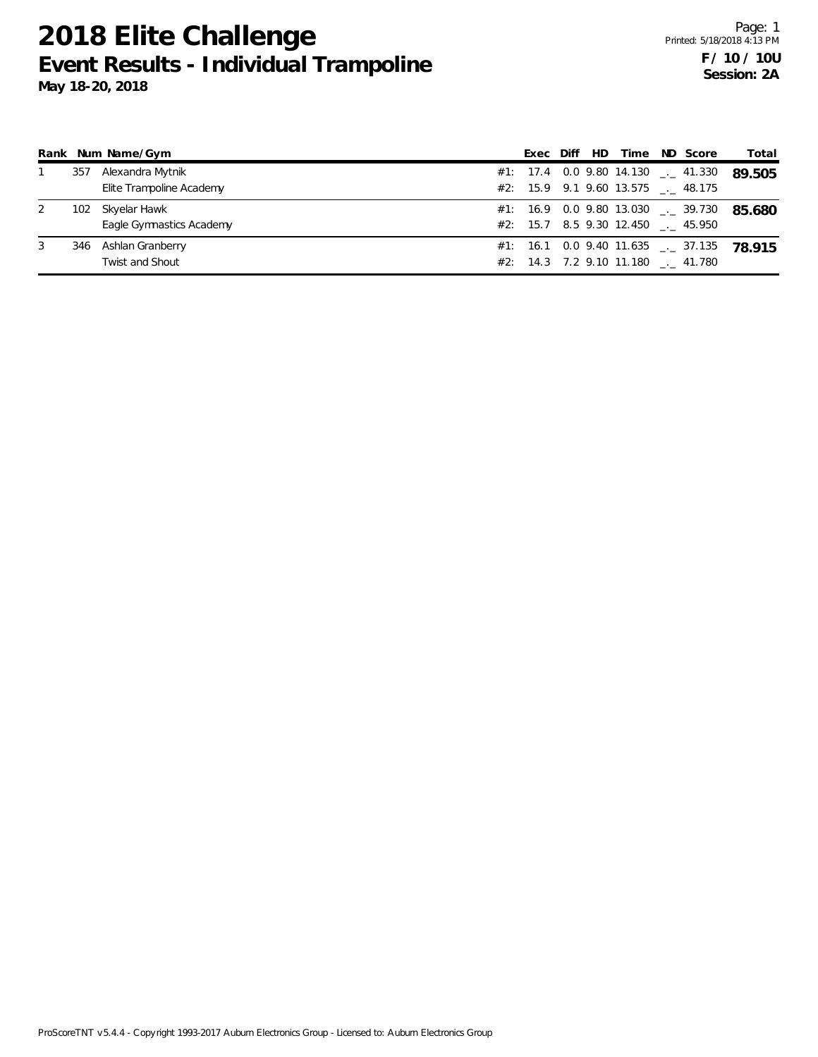# 2018 Elite Challenge

## Event Results - Individual Trampoline

**May 18-20, 2018**

Page: 1
Printed: 5/18/2018 4:13 PM

**F / 10 / 10U**
**Session: 2A**

| Rank | Num | Name/Gym | | Exec | Diff | HD | Time | ND | Score | Total |
|---|---|---|---|---|---|---|---|---|---|---|
| 1 | 357 | Alexandra Mytnik | #1: | 17.4 | 0.0 | 9.80 | 14.130 | _._ | 41.330 | **89.505** |
| | | Elite Trampoline Academy | #2: | 15.9 | 9.1 | 9.60 | 13.575 | _._ | 48.175 | |
| 2 | 102 | Skyelar Hawk | #1: | 16.9 | 0.0 | 9.80 | 13.030 | _._ | 39.730 | **85.680** |
| | | Eagle Gymnastics Academy | #2: | 15.7 | 8.5 | 9.30 | 12.450 | _._ | 45.950 | |
| 3 | 346 | Ashlan Granberry | #1: | 16.1 | 0.0 | 9.40 | 11.635 | _._ | 37.135 | **78.915** |
| | | Twist and Shout | #2: | 14.3 | 7.2 | 9.10 | 11.180 | _._ | 41.780 | |

ProScoreTNT v5.4.4 - Copyright 1993-2017 Auburn Electronics Group - Licensed to: Auburn Electronics Group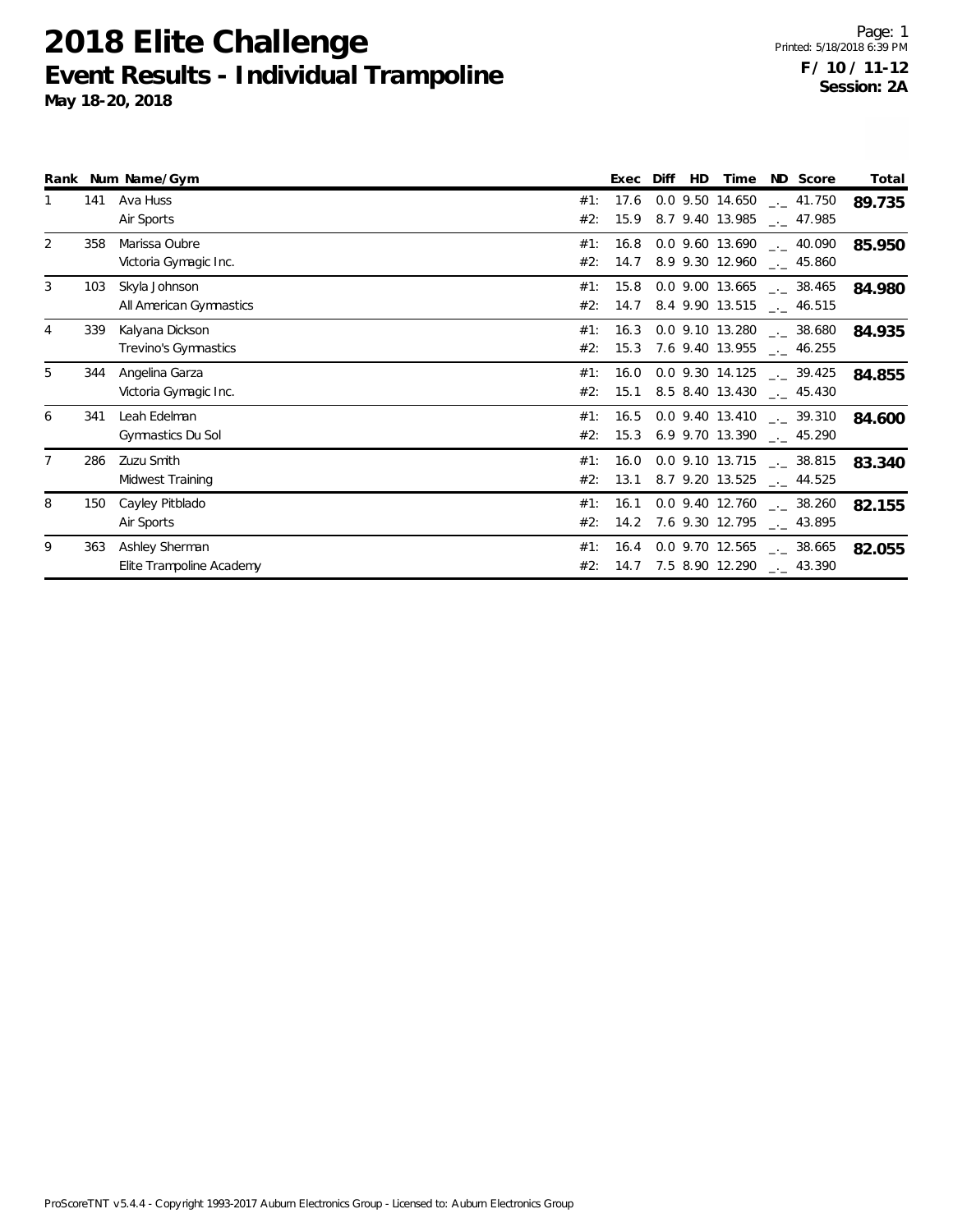# 2018 Elite Challenge

## Event Results - Individual Trampoline

**May 18-20, 2018**

Printed: 5/18/2018 6:39 PM

**F / 10 / 11-12**
**Session: 2A**

| Rank | Num | Name/Gym | | Exec | Diff | HD | Time | ND | Score | Total |
|---|---|---|---|---|---|---|---|---|---|---|
| 1 | 141 | Ava Huss | #1: | 17.6 | 0.0 | 9.50 | 14.650 | _._ | 41.750 | **89.735** |
| | | Air Sports | #2: | 15.9 | 8.7 | 9.40 | 13.985 | _._ | 47.985 | |
| 2 | 358 | Marissa Oubre | #1: | 16.8 | 0.0 | 9.60 | 13.690 | _._ | 40.090 | **85.950** |
| | | Victoria Gymagic Inc. | #2: | 14.7 | 8.9 | 9.30 | 12.960 | _._ | 45.860 | |
| 3 | 103 | Skyla Johnson | #1: | 15.8 | 0.0 | 9.00 | 13.665 | _._ | 38.465 | **84.980** |
| | | All American Gymnastics | #2: | 14.7 | 8.4 | 9.90 | 13.515 | _._ | 46.515 | |
| 4 | 339 | Kalyana Dickson | #1: | 16.3 | 0.0 | 9.10 | 13.280 | _._ | 38.680 | **84.935** |
| | | Trevino's Gymnastics | #2: | 15.3 | 7.6 | 9.40 | 13.955 | _._ | 46.255 | |
| 5 | 344 | Angelina Garza | #1: | 16.0 | 0.0 | 9.30 | 14.125 | _._ | 39.425 | **84.855** |
| | | Victoria Gymagic Inc. | #2: | 15.1 | 8.5 | 8.40 | 13.430 | _._ | 45.430 | |
| 6 | 341 | Leah Edelman | #1: | 16.5 | 0.0 | 9.40 | 13.410 | _._ | 39.310 | **84.600** |
| | | Gymnastics Du Sol | #2: | 15.3 | 6.9 | 9.70 | 13.390 | _._ | 45.290 | |
| 7 | 286 | Zuzu Smith | #1: | 16.0 | 0.0 | 9.10 | 13.715 | _._ | 38.815 | **83.340** |
| | | Midwest Training | #2: | 13.1 | 8.7 | 9.20 | 13.525 | _._ | 44.525 | |
| 8 | 150 | Cayley Pitblado | #1: | 16.1 | 0.0 | 9.40 | 12.760 | _._ | 38.260 | **82.155** |
| | | Air Sports | #2: | 14.2 | 7.6 | 9.30 | 12.795 | _._ | 43.895 | |
| 9 | 363 | Ashley Sherman | #1: | 16.4 | 0.0 | 9.70 | 12.565 | _._ | 38.665 | **82.055** |
| | | Elite Trampoline Academy | #2: | 14.7 | 7.5 | 8.90 | 12.290 | _._ | 43.390 | |

ProScoreTNT v5.4.4 - Copyright 1993-2017 Auburn Electronics Group - Licensed to: Auburn Electronics Group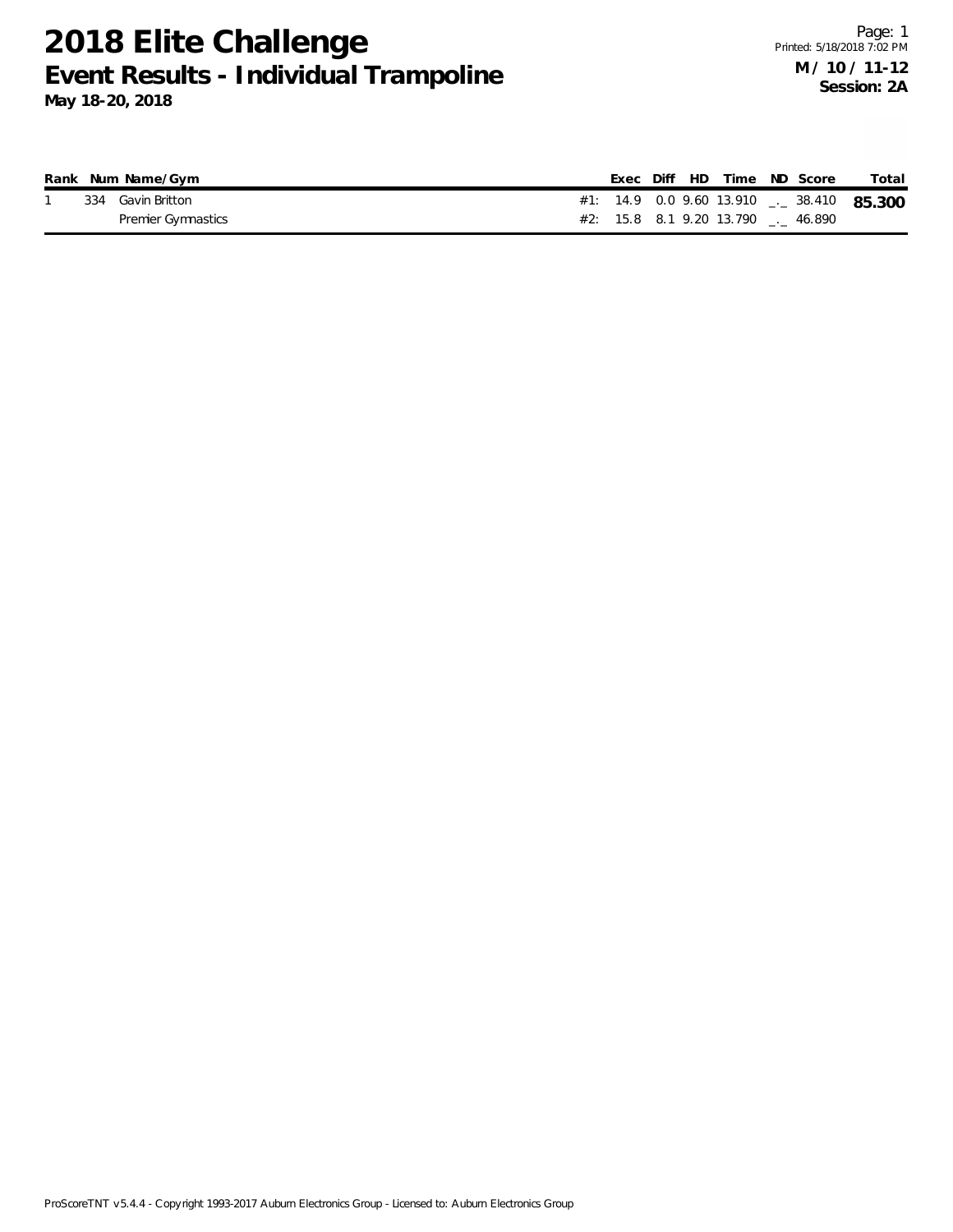# 2018 Elite Challenge

## Event Results - Individual Trampoline

**May 18-20, 2018**

Printed: 5/18/2018 7:02 PM

**M / 10 / 11-12**
**Session: 2A**

| Rank | Num | Name/Gym | | Exec | Diff | HD | Time | ND | Score | Total |
|---|---|---|---|---|---|---|---|---|---|---|
| 1 | 334 | Gavin Britton | #1: | 14.9 | 0.0 | 9.60 | 13.910 | _._ | 38.410 | **85.300** |
| | | Premier Gymnastics | #2: | 15.8 | 8.1 | 9.20 | 13.790 | _._ | 46.890 | |

ProScoreTNT v5.4.4 - Copyright 1993-2017 Auburn Electronics Group - Licensed to: Auburn Electronics Group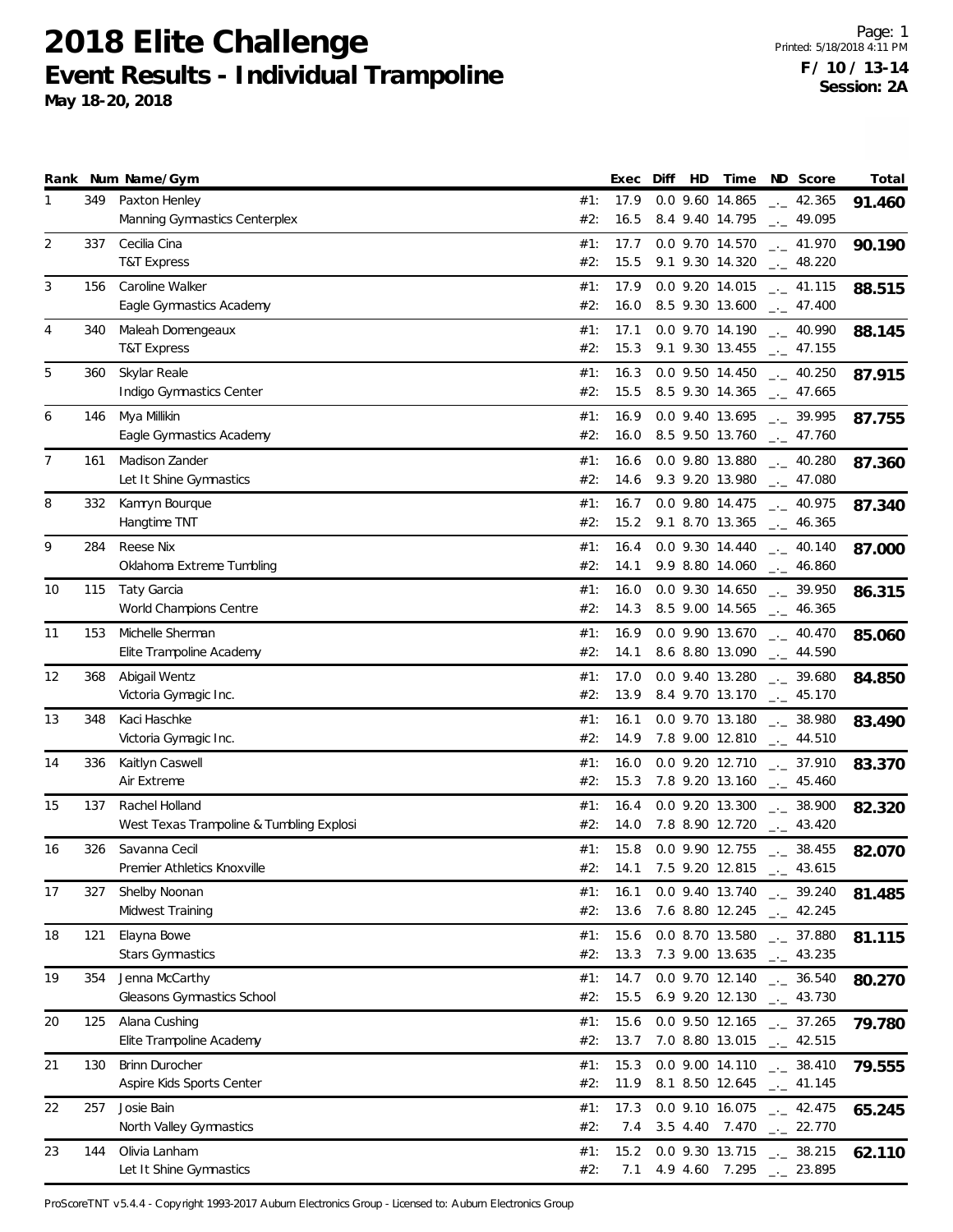# 2018 Elite Challenge

## Event Results - Individual Trampoline

**May 18-20, 2018**

**F / 10 / 13-14**
**Session: 2A**

| Rank | Num | Name/Gym | | Exec | Diff | HD | Time | ND | Score | Total |
|---|---|---|---|---|---|---|---|---|---|---|
| 1 | 349 | Paxton Henley | #1: | 17.9 | 0.0 | 9.60 | 14.865 | _._ | 42.365 | **91.460** |
| | | Manning Gymnastics Centerplex | #2: | 16.5 | 8.4 | 9.40 | 14.795 | _._ | 49.095 | |
| 2 | 337 | Cecilia Cina | #1: | 17.7 | 0.0 | 9.70 | 14.570 | _._ | 41.970 | **90.190** |
| | | T&T Express | #2: | 15.5 | 9.1 | 9.30 | 14.320 | _._ | 48.220 | |
| 3 | 156 | Caroline Walker | #1: | 17.9 | 0.0 | 9.20 | 14.015 | _._ | 41.115 | **88.515** |
| | | Eagle Gymnastics Academy | #2: | 16.0 | 8.5 | 9.30 | 13.600 | _._ | 47.400 | |
| 4 | 340 | Maleah Domengeaux | #1: | 17.1 | 0.0 | 9.70 | 14.190 | _._ | 40.990 | **88.145** |
| | | T&T Express | #2: | 15.3 | 9.1 | 9.30 | 13.455 | _._ | 47.155 | |
| 5 | 360 | Skylar Reale | #1: | 16.3 | 0.0 | 9.50 | 14.450 | _._ | 40.250 | **87.915** |
| | | Indigo Gymnastics Center | #2: | 15.5 | 8.5 | 9.30 | 14.365 | _._ | 47.665 | |
| 6 | 146 | Mya Millikin | #1: | 16.9 | 0.0 | 9.40 | 13.695 | _._ | 39.995 | **87.755** |
| | | Eagle Gymnastics Academy | #2: | 16.0 | 8.5 | 9.50 | 13.760 | _._ | 47.760 | |
| 7 | 161 | Madison Zander | #1: | 16.6 | 0.0 | 9.80 | 13.880 | _._ | 40.280 | **87.360** |
| | | Let It Shine Gymnastics | #2: | 14.6 | 9.3 | 9.20 | 13.980 | _._ | 47.080 | |
| 8 | 332 | Kamryn Bourque | #1: | 16.7 | 0.0 | 9.80 | 14.475 | _._ | 40.975 | **87.340** |
| | | Hangtime TNT | #2: | 15.2 | 9.1 | 8.70 | 13.365 | _._ | 46.365 | |
| 9 | 284 | Reese Nix | #1: | 16.4 | 0.0 | 9.30 | 14.440 | _._ | 40.140 | **87.000** |
| | | Oklahoma Extreme Tumbling | #2: | 14.1 | 9.9 | 8.80 | 14.060 | _._ | 46.860 | |
| 10 | 115 | Taty Garcia | #1: | 16.0 | 0.0 | 9.30 | 14.650 | _._ | 39.950 | **86.315** |
| | | World Champions Centre | #2: | 14.3 | 8.5 | 9.00 | 14.565 | _._ | 46.365 | |
| 11 | 153 | Michelle Sherman | #1: | 16.9 | 0.0 | 9.90 | 13.670 | _._ | 40.470 | **85.060** |
| | | Elite Trampoline Academy | #2: | 14.1 | 8.6 | 8.80 | 13.090 | _._ | 44.590 | |
| 12 | 368 | Abigail Wentz | #1: | 17.0 | 0.0 | 9.40 | 13.280 | _._ | 39.680 | **84.850** |
| | | Victoria Gymagic Inc. | #2: | 13.9 | 8.4 | 9.70 | 13.170 | _._ | 45.170 | |
| 13 | 348 | Kaci Haschke | #1: | 16.1 | 0.0 | 9.70 | 13.180 | _._ | 38.980 | **83.490** |
| | | Victoria Gymagic Inc. | #2: | 14.9 | 7.8 | 9.00 | 12.810 | _._ | 44.510 | |
| 14 | 336 | Kaitlyn Caswell | #1: | 16.0 | 0.0 | 9.20 | 12.710 | _._ | 37.910 | **83.370** |
| | | Air Extreme | #2: | 15.3 | 7.8 | 9.20 | 13.160 | _._ | 45.460 | |
| 15 | 137 | Rachel Holland | #1: | 16.4 | 0.0 | 9.20 | 13.300 | _._ | 38.900 | **82.320** |
| | | West Texas Trampoline & Tumbling Explosi | #2: | 14.0 | 7.8 | 8.90 | 12.720 | _._ | 43.420 | |
| 16 | 326 | Savanna Cecil | #1: | 15.8 | 0.0 | 9.90 | 12.755 | _._ | 38.455 | **82.070** |
| | | Premier Athletics Knoxville | #2: | 14.1 | 7.5 | 9.20 | 12.815 | _._ | 43.615 | |
| 17 | 327 | Shelby Noonan | #1: | 16.1 | 0.0 | 9.40 | 13.740 | _._ | 39.240 | **81.485** |
| | | Midwest Training | #2: | 13.6 | 7.6 | 8.80 | 12.245 | _._ | 42.245 | |
| 18 | 121 | Elayna Bowe | #1: | 15.6 | 0.0 | 8.70 | 13.580 | _._ | 37.880 | **81.115** |
| | | Stars Gymnastics | #2: | 13.3 | 7.3 | 9.00 | 13.635 | _._ | 43.235 | |
| 19 | 354 | Jenna McCarthy | #1: | 14.7 | 0.0 | 9.70 | 12.140 | _._ | 36.540 | **80.270** |
| | | Gleasons Gymnastics School | #2: | 15.5 | 6.9 | 9.20 | 12.130 | _._ | 43.730 | |
| 20 | 125 | Alana Cushing | #1: | 15.6 | 0.0 | 9.50 | 12.165 | _._ | 37.265 | **79.780** |
| | | Elite Trampoline Academy | #2: | 13.7 | 7.0 | 8.80 | 13.015 | _._ | 42.515 | |
| 21 | 130 | Brinn Durocher | #1: | 15.3 | 0.0 | 9.00 | 14.110 | _._ | 38.410 | **79.555** |
| | | Aspire Kids Sports Center | #2: | 11.9 | 8.1 | 8.50 | 12.645 | _._ | 41.145 | |
| 22 | 257 | Josie Bain | #1: | 17.3 | 0.0 | 9.10 | 16.075 | _._ | 42.475 | **65.245** |
| | | North Valley Gymnastics | #2: | 7.4 | 3.5 | 4.40 | 7.470 | _._ | 22.770 | |
| 23 | 144 | Olivia Lanham | #1: | 15.2 | 0.0 | 9.30 | 13.715 | _._ | 38.215 | **62.110** |
| | | Let It Shine Gymnastics | #2: | 7.1 | 4.9 | 4.60 | 7.295 | _._ | 23.895 | |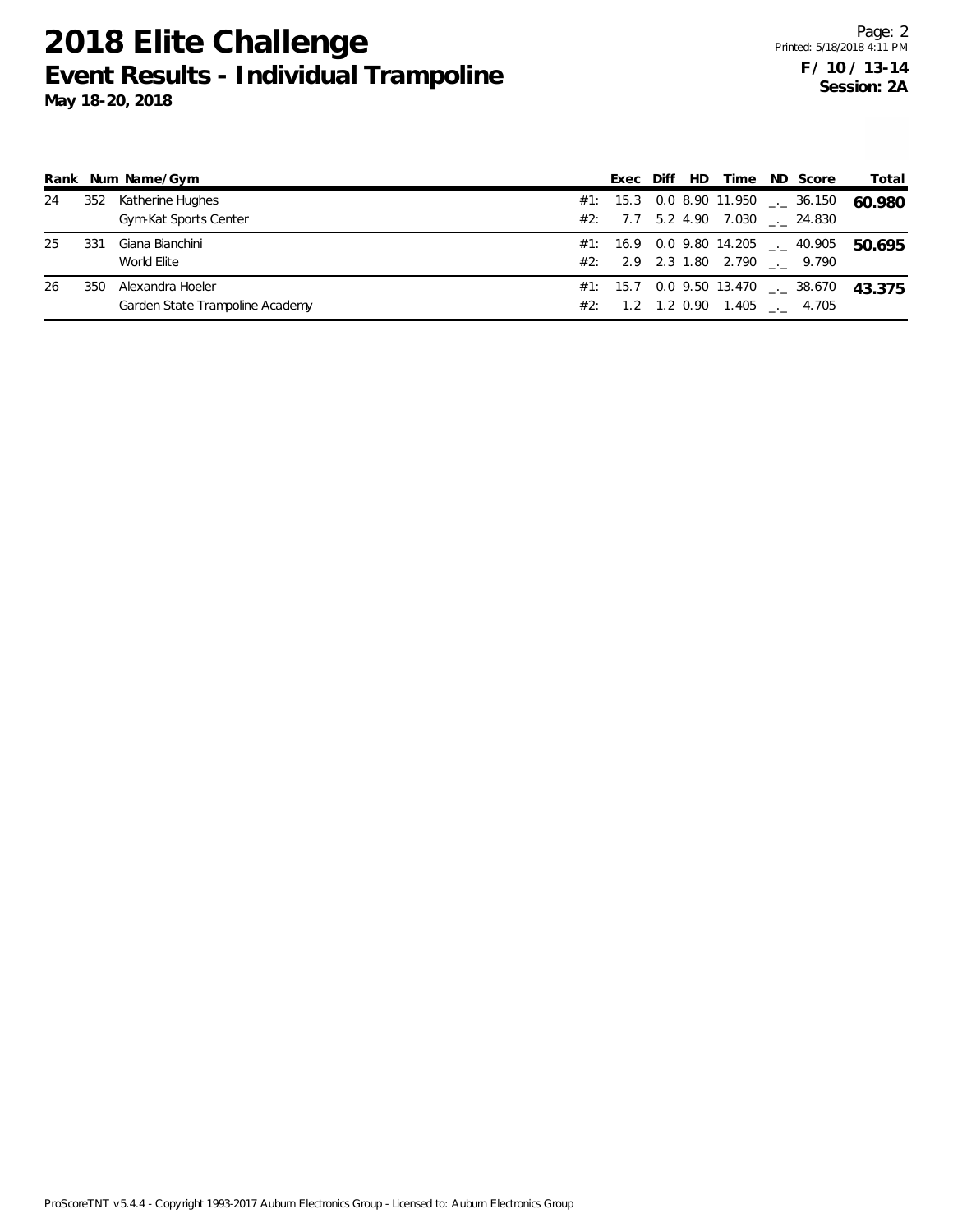# 2018 Elite Challenge

## Event Results - Individual Trampoline

**May 18-20, 2018**

**F / 10 / 13-14**
**Session: 2A**

| Rank | Num | Name/Gym | | Exec | Diff | HD | Time | ND | Score | Total |
|---|---|---|---|---|---|---|---|---|---|---|
| 24 | 352 | Katherine Hughes | #1: | 15.3 | 0.0 | 8.90 | 11.950 | _._ | 36.150 | **60.980** |
| | | Gym-Kat Sports Center | #2: | 7.7 | 5.2 | 4.90 | 7.030 | _._ | 24.830 | |
| 25 | 331 | Giana Bianchini | #1: | 16.9 | 0.0 | 9.80 | 14.205 | _._ | 40.905 | **50.695** |
| | | World Elite | #2: | 2.9 | 2.3 | 1.80 | 2.790 | _._ | 9.790 | |
| 26 | 350 | Alexandra Hoeler | #1: | 15.7 | 0.0 | 9.50 | 13.470 | _._ | 38.670 | **43.375** |
| | | Garden State Trampoline Academy | #2: | 1.2 | 1.2 | 0.90 | 1.405 | _._ | 4.705 | |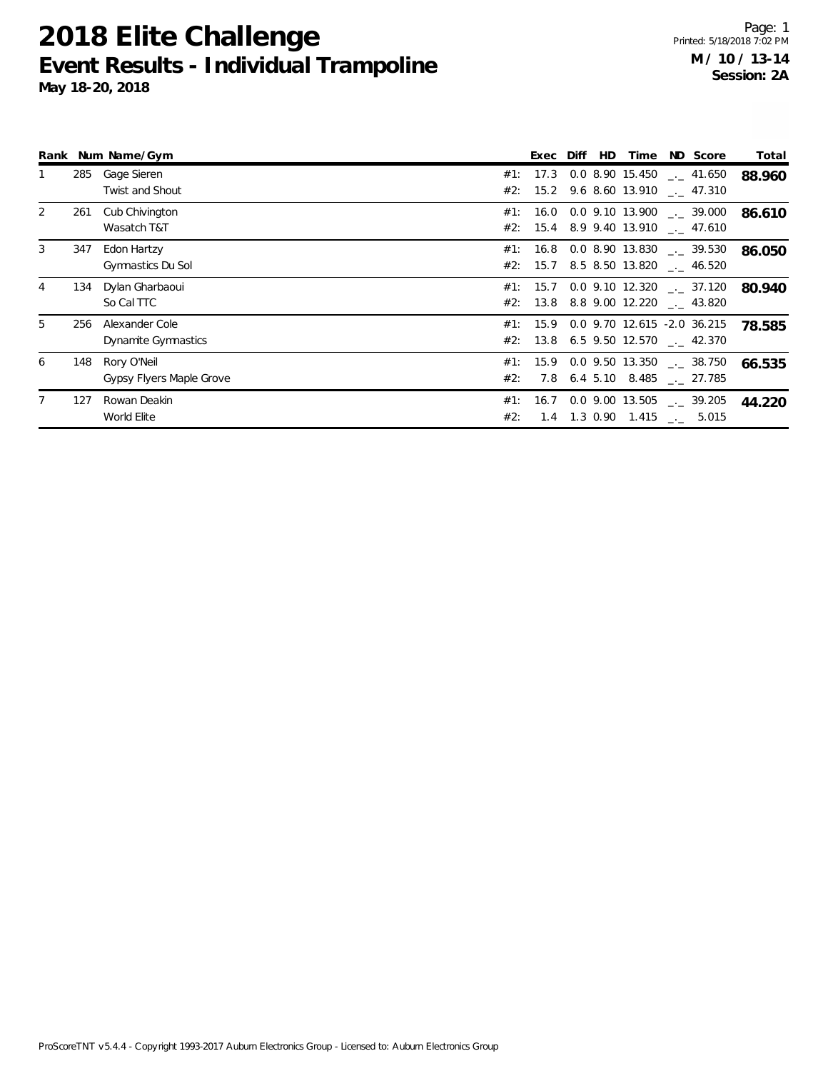# 2018 Elite Challenge

## Event Results - Individual Trampoline

**May 18-20, 2018**

**M / 10 / 13-14**
**Session: 2A**

| Rank | Num | Name/Gym | | Exec | Diff | HD | Time | ND | Score | Total |
|---|---|---|---|---|---|---|---|---|---|---|
| 1 | 285 | Gage Sieren | #1: | 17.3 | 0.0 | 8.90 | 15.450 | _._ | 41.650 | **88.960** |
| | | Twist and Shout | #2: | 15.2 | 9.6 | 8.60 | 13.910 | _._ | 47.310 | |
| 2 | 261 | Cub Chivington | #1: | 16.0 | 0.0 | 9.10 | 13.900 | _._ | 39.000 | **86.610** |
| | | Wasatch T&T | #2: | 15.4 | 8.9 | 9.40 | 13.910 | _._ | 47.610 | |
| 3 | 347 | Edon Hartzy | #1: | 16.8 | 0.0 | 8.90 | 13.830 | _._ | 39.530 | **86.050** |
| | | Gymnastics Du Sol | #2: | 15.7 | 8.5 | 8.50 | 13.820 | _._ | 46.520 | |
| 4 | 134 | Dylan Gharbaoui | #1: | 15.7 | 0.0 | 9.10 | 12.320 | _._ | 37.120 | **80.940** |
| | | So Cal TTC | #2: | 13.8 | 8.8 | 9.00 | 12.220 | _._ | 43.820 | |
| 5 | 256 | Alexander Cole | #1: | 15.9 | 0.0 | 9.70 | 12.615 | -2.0 | 36.215 | **78.585** |
| | | Dynamite Gymnastics | #2: | 13.8 | 6.5 | 9.50 | 12.570 | _._ | 42.370 | |
| 6 | 148 | Rory O'Neil | #1: | 15.9 | 0.0 | 9.50 | 13.350 | _._ | 38.750 | **66.535** |
| | | Gypsy Flyers Maple Grove | #2: | 7.8 | 6.4 | 5.10 | 8.485 | _._ | 27.785 | |
| 7 | 127 | Rowan Deakin | #1: | 16.7 | 0.0 | 9.00 | 13.505 | _._ | 39.205 | **44.220** |
| | | World Elite | #2: | 1.4 | 1.3 | 0.90 | 1.415 | _._ | 5.015 | |

ProScoreTNT v5.4.4 - Copyright 1993-2017 Auburn Electronics Group - Licensed to: Auburn Electronics Group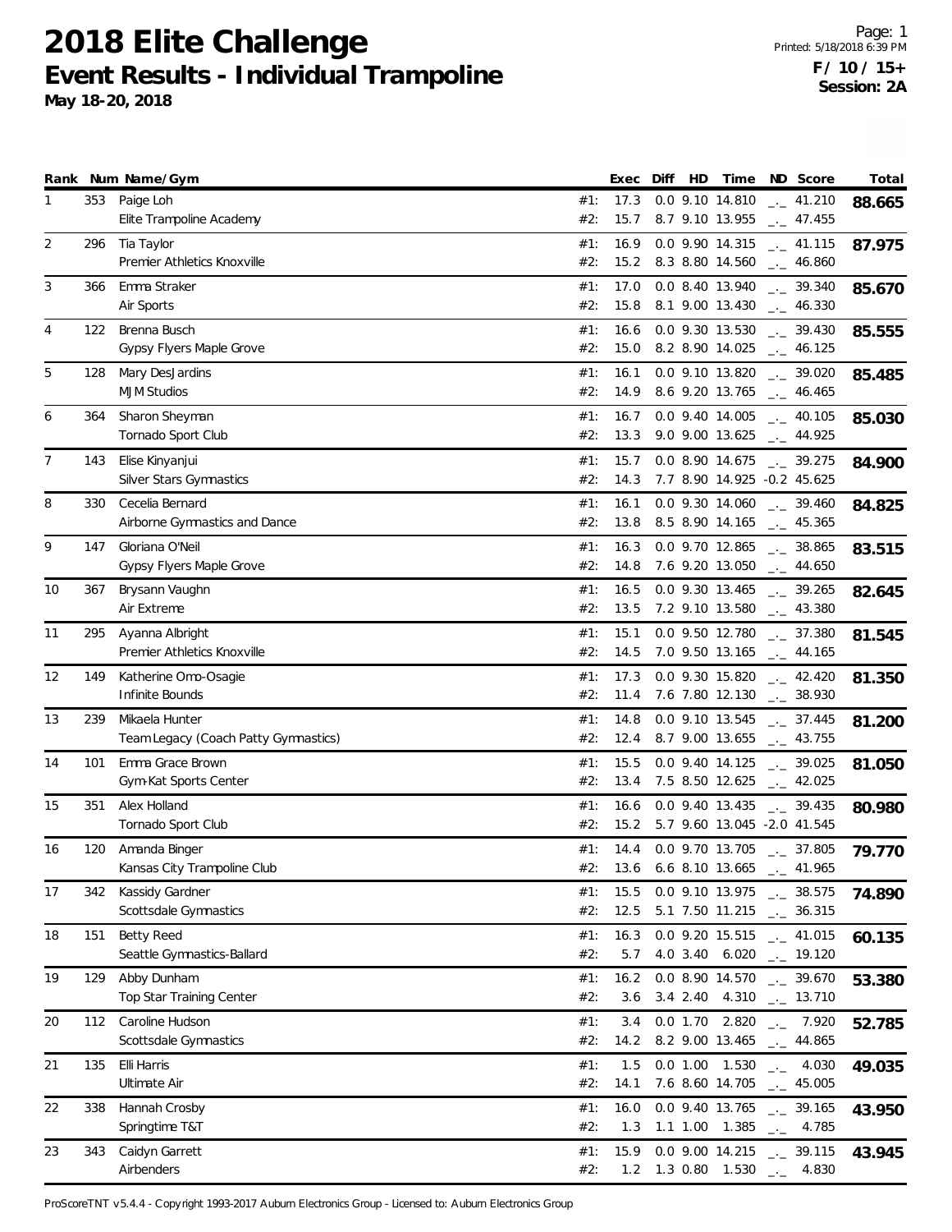# 2018 Elite Challenge
## Event Results - Individual Trampoline
**May 18-20, 2018**

Printed: 5/18/2018 6:39 PM

**F / 10 / 15+**
**Session: 2A**

| Rank | Num | Name/Gym | | Exec | Diff | HD | Time | ND | Score | Total |
|---|---|---|---|---|---|---|---|---|---|---|
| 1 | 353 | Paige Loh | #1: | 17.3 | 0.0 | 9.10 | 14.810 | _._ | 41.210 | **88.665** |
| | | Elite Trampoline Academy | #2: | 15.7 | 8.7 | 9.10 | 13.955 | _._ | 47.455 | |
| 2 | 296 | Tia Taylor | #1: | 16.9 | 0.0 | 9.90 | 14.315 | _._ | 41.115 | **87.975** |
| | | Premier Athletics Knoxville | #2: | 15.2 | 8.3 | 8.80 | 14.560 | _._ | 46.860 | |
| 3 | 366 | Emma Straker | #1: | 17.0 | 0.0 | 8.40 | 13.940 | _._ | 39.340 | **85.670** |
| | | Air Sports | #2: | 15.8 | 8.1 | 9.00 | 13.430 | _._ | 46.330 | |
| 4 | 122 | Brenna Busch | #1: | 16.6 | 0.0 | 9.30 | 13.530 | _._ | 39.430 | **85.555** |
| | | Gypsy Flyers Maple Grove | #2: | 15.0 | 8.2 | 8.90 | 14.025 | _._ | 46.125 | |
| 5 | 128 | Mary DesJardins | #1: | 16.1 | 0.0 | 9.10 | 13.820 | _._ | 39.020 | **85.485** |
| | | MJM Studios | #2: | 14.9 | 8.6 | 9.20 | 13.765 | _._ | 46.465 | |
| 6 | 364 | Sharon Sheyman | #1: | 16.7 | 0.0 | 9.40 | 14.005 | _._ | 40.105 | **85.030** |
| | | Tornado Sport Club | #2: | 13.3 | 9.0 | 9.00 | 13.625 | _._ | 44.925 | |
| 7 | 143 | Elise Kinyanjui | #1: | 15.7 | 0.0 | 8.90 | 14.675 | _._ | 39.275 | **84.900** |
| | | Silver Stars Gymnastics | #2: | 14.3 | 7.7 | 8.90 | 14.925 | -0.2 | 45.625 | |
| 8 | 330 | Cecelia Bernard | #1: | 16.1 | 0.0 | 9.30 | 14.060 | _._ | 39.460 | **84.825** |
| | | Airborne Gymnastics and Dance | #2: | 13.8 | 8.5 | 8.90 | 14.165 | _._ | 45.365 | |
| 9 | 147 | Gloriana O'Neil | #1: | 16.3 | 0.0 | 9.70 | 12.865 | _._ | 38.865 | **83.515** |
| | | Gypsy Flyers Maple Grove | #2: | 14.8 | 7.6 | 9.20 | 13.050 | _._ | 44.650 | |
| 10 | 367 | Brysann Vaughn | #1: | 16.5 | 0.0 | 9.30 | 13.465 | _._ | 39.265 | **82.645** |
| | | Air Extreme | #2: | 13.5 | 7.2 | 9.10 | 13.580 | _._ | 43.380 | |
| 11 | 295 | Ayanna Albright | #1: | 15.1 | 0.0 | 9.50 | 12.780 | _._ | 37.380 | **81.545** |
| | | Premier Athletics Knoxville | #2: | 14.5 | 7.0 | 9.50 | 13.165 | _._ | 44.165 | |
| 12 | 149 | Katherine Omo-Osagie | #1: | 17.3 | 0.0 | 9.30 | 15.820 | _._ | 42.420 | **81.350** |
| | | Infinite Bounds | #2: | 11.4 | 7.6 | 7.80 | 12.130 | _._ | 38.930 | |
| 13 | 239 | Mikaela Hunter | #1: | 14.8 | 0.0 | 9.10 | 13.545 | _._ | 37.445 | **81.200** |
| | | Team Legacy (Coach Patty Gymnastics) | #2: | 12.4 | 8.7 | 9.00 | 13.655 | _._ | 43.755 | |
| 14 | 101 | Emma Grace Brown | #1: | 15.5 | 0.0 | 9.40 | 14.125 | _._ | 39.025 | **81.050** |
| | | Gym-Kat Sports Center | #2: | 13.4 | 7.5 | 8.50 | 12.625 | _._ | 42.025 | |
| 15 | 351 | Alex Holland | #1: | 16.6 | 0.0 | 9.40 | 13.435 | _._ | 39.435 | **80.980** |
| | | Tornado Sport Club | #2: | 15.2 | 5.7 | 9.60 | 13.045 | -2.0 | 41.545 | |
| 16 | 120 | Amanda Binger | #1: | 14.4 | 0.0 | 9.70 | 13.705 | _._ | 37.805 | **79.770** |
| | | Kansas City Trampoline Club | #2: | 13.6 | 6.6 | 8.10 | 13.665 | _._ | 41.965 | |
| 17 | 342 | Kassidy Gardner | #1: | 15.5 | 0.0 | 9.10 | 13.975 | _._ | 38.575 | **74.890** |
| | | Scottsdale Gymnastics | #2: | 12.5 | 5.1 | 7.50 | 11.215 | _._ | 36.315 | |
| 18 | 151 | Betty Reed | #1: | 16.3 | 0.0 | 9.20 | 15.515 | _._ | 41.015 | **60.135** |
| | | Seattle Gymnastics-Ballard | #2: | 5.7 | 4.0 | 3.40 | 6.020 | _._ | 19.120 | |
| 19 | 129 | Abby Dunham | #1: | 16.2 | 0.0 | 8.90 | 14.570 | _._ | 39.670 | **53.380** |
| | | Top Star Training Center | #2: | 3.6 | 3.4 | 2.40 | 4.310 | _._ | 13.710 | |
| 20 | 112 | Caroline Hudson | #1: | 3.4 | 0.0 | 1.70 | 2.820 | _._ | 7.920 | **52.785** |
| | | Scottsdale Gymnastics | #2: | 14.2 | 8.2 | 9.00 | 13.465 | _._ | 44.865 | |
| 21 | 135 | Elli Harris | #1: | 1.5 | 0.0 | 1.00 | 1.530 | _._ | 4.030 | **49.035** |
| | | Ultimate Air | #2: | 14.1 | 7.6 | 8.60 | 14.705 | _._ | 45.005 | |
| 22 | 338 | Hannah Crosby | #1: | 16.0 | 0.0 | 9.40 | 13.765 | _._ | 39.165 | **43.950** |
| | | Springtime T&T | #2: | 1.3 | 1.1 | 1.00 | 1.385 | _._ | 4.785 | |
| 23 | 343 | Caidyn Garrett | #1: | 15.9 | 0.0 | 9.00 | 14.215 | _._ | 39.115 | **43.945** |
| | | Airbenders | #2: | 1.2 | 1.3 | 0.80 | 1.530 | _._ | 4.830 | |

ProScoreTNT v5.4.4 - Copyright 1993-2017 Auburn Electronics Group - Licensed to: Auburn Electronics Group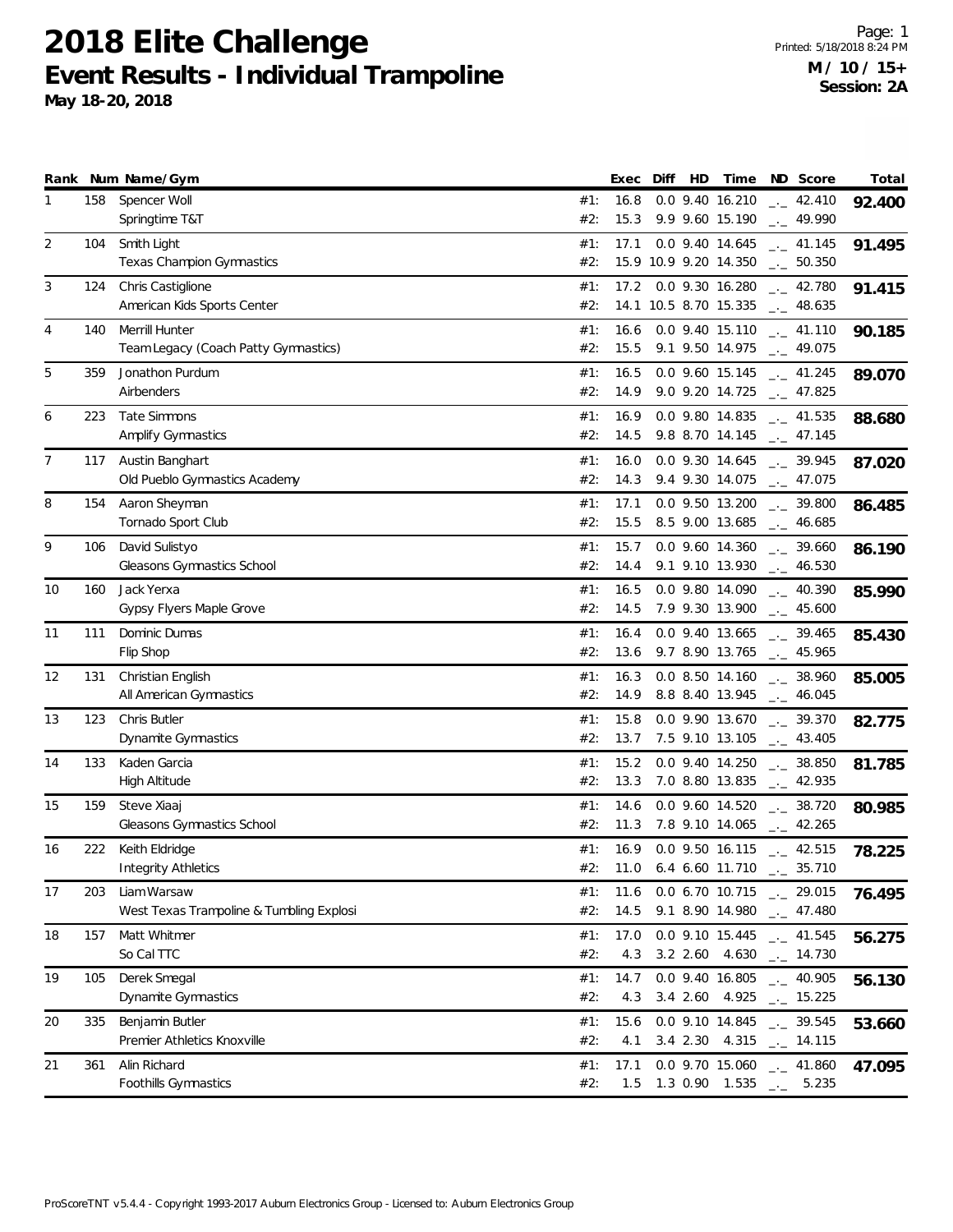# 2018 Elite Challenge

## Event Results - Individual Trampoline

**May 18-20, 2018**

Printed: 5/18/2018 8:24 PM

**M / 10 / 15+**
**Session: 2A**

| Rank | Num | Name/Gym | | Exec | Diff | HD | Time | ND | Score | Total |
|---|---|---|---|---|---|---|---|---|---|---|
| 1 | 158 | Spencer Woll | #1: | 16.8 | 0.0 | 9.40 | 16.210 | _._ | 42.410 | **92.400** |
| | | Springtime T&T | #2: | 15.3 | 9.9 | 9.60 | 15.190 | _._ | 49.990 | |
| 2 | 104 | Smith Light | #1: | 17.1 | 0.0 | 9.40 | 14.645 | _._ | 41.145 | **91.495** |
| | | Texas Champion Gymnastics | #2: | 15.9 | 10.9 | 9.20 | 14.350 | _._ | 50.350 | |
| 3 | 124 | Chris Castiglione | #1: | 17.2 | 0.0 | 9.30 | 16.280 | _._ | 42.780 | **91.415** |
| | | American Kids Sports Center | #2: | 14.1 | 10.5 | 8.70 | 15.335 | _._ | 48.635 | |
| 4 | 140 | Merrill Hunter | #1: | 16.6 | 0.0 | 9.40 | 15.110 | _._ | 41.110 | **90.185** |
| | | Team Legacy (Coach Patty Gymnastics) | #2: | 15.5 | 9.1 | 9.50 | 14.975 | _._ | 49.075 | |
| 5 | 359 | Jonathon Purdum | #1: | 16.5 | 0.0 | 9.60 | 15.145 | _._ | 41.245 | **89.070** |
| | | Airbenders | #2: | 14.9 | 9.0 | 9.20 | 14.725 | _._ | 47.825 | |
| 6 | 223 | Tate Simmons | #1: | 16.9 | 0.0 | 9.80 | 14.835 | _._ | 41.535 | **88.680** |
| | | Amplify Gymnastics | #2: | 14.5 | 9.8 | 8.70 | 14.145 | _._ | 47.145 | |
| 7 | 117 | Austin Banghart | #1: | 16.0 | 0.0 | 9.30 | 14.645 | _._ | 39.945 | **87.020** |
| | | Old Pueblo Gymnastics Academy | #2: | 14.3 | 9.4 | 9.30 | 14.075 | _._ | 47.075 | |
| 8 | 154 | Aaron Sheyman | #1: | 17.1 | 0.0 | 9.50 | 13.200 | _._ | 39.800 | **86.485** |
| | | Tornado Sport Club | #2: | 15.5 | 8.5 | 9.00 | 13.685 | _._ | 46.685 | |
| 9 | 106 | David Sulistyo | #1: | 15.7 | 0.0 | 9.60 | 14.360 | _._ | 39.660 | **86.190** |
| | | Gleasons Gymnastics School | #2: | 14.4 | 9.1 | 9.10 | 13.930 | _._ | 46.530 | |
| 10 | 160 | Jack Yerxa | #1: | 16.5 | 0.0 | 9.80 | 14.090 | _._ | 40.390 | **85.990** |
| | | Gypsy Flyers Maple Grove | #2: | 14.5 | 7.9 | 9.30 | 13.900 | _._ | 45.600 | |
| 11 | 111 | Dominic Dumas | #1: | 16.4 | 0.0 | 9.40 | 13.665 | _._ | 39.465 | **85.430** |
| | | Flip Shop | #2: | 13.6 | 9.7 | 8.90 | 13.765 | _._ | 45.965 | |
| 12 | 131 | Christian English | #1: | 16.3 | 0.0 | 8.50 | 14.160 | _._ | 38.960 | **85.005** |
| | | All American Gymnastics | #2: | 14.9 | 8.8 | 8.40 | 13.945 | _._ | 46.045 | |
| 13 | 123 | Chris Butler | #1: | 15.8 | 0.0 | 9.90 | 13.670 | _._ | 39.370 | **82.775** |
| | | Dynamite Gymnastics | #2: | 13.7 | 7.5 | 9.10 | 13.105 | _._ | 43.405 | |
| 14 | 133 | Kaden Garcia | #1: | 15.2 | 0.0 | 9.40 | 14.250 | _._ | 38.850 | **81.785** |
| | | High Altitude | #2: | 13.3 | 7.0 | 8.80 | 13.835 | _._ | 42.935 | |
| 15 | 159 | Steve Xiaaj | #1: | 14.6 | 0.0 | 9.60 | 14.520 | _._ | 38.720 | **80.985** |
| | | Gleasons Gymnastics School | #2: | 11.3 | 7.8 | 9.10 | 14.065 | _._ | 42.265 | |
| 16 | 222 | Keith Eldridge | #1: | 16.9 | 0.0 | 9.50 | 16.115 | _._ | 42.515 | **78.225** |
| | | Integrity Athletics | #2: | 11.0 | 6.4 | 6.60 | 11.710 | _._ | 35.710 | |
| 17 | 203 | Liam Warsaw | #1: | 11.6 | 0.0 | 6.70 | 10.715 | _._ | 29.015 | **76.495** |
| | | West Texas Trampoline & Tumbling Explosi | #2: | 14.5 | 9.1 | 8.90 | 14.980 | _._ | 47.480 | |
| 18 | 157 | Matt Whitmer | #1: | 17.0 | 0.0 | 9.10 | 15.445 | _._ | 41.545 | **56.275** |
| | | So Cal TTC | #2: | 4.3 | 3.2 | 2.60 | 4.630 | _._ | 14.730 | |
| 19 | 105 | Derek Smegal | #1: | 14.7 | 0.0 | 9.40 | 16.805 | _._ | 40.905 | **56.130** |
| | | Dynamite Gymnastics | #2: | 4.3 | 3.4 | 2.60 | 4.925 | _._ | 15.225 | |
| 20 | 335 | Benjamin Butler | #1: | 15.6 | 0.0 | 9.10 | 14.845 | _._ | 39.545 | **53.660** |
| | | Premier Athletics Knoxville | #2: | 4.1 | 3.4 | 2.30 | 4.315 | _._ | 14.115 | |
| 21 | 361 | Alin Richard | #1: | 17.1 | 0.0 | 9.70 | 15.060 | _._ | 41.860 | **47.095** |
| | | Foothills Gymnastics | #2: | 1.5 | 1.3 | 0.90 | 1.535 | _._ | 5.235 | |

ProScoreTNT v5.4.4 - Copyright 1993-2017 Auburn Electronics Group - Licensed to: Auburn Electronics Group